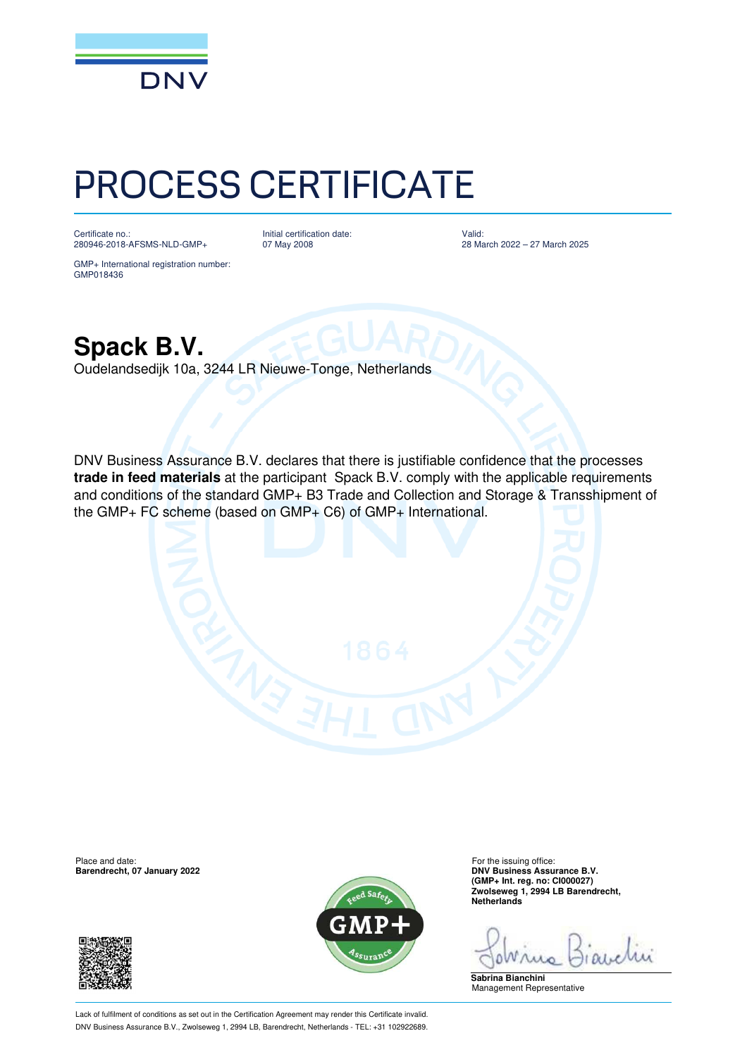DNV

# PROCESS CERTIFICATE

Certificate no.:
280946-2018-AFSMS-NLD-GMP+

Initial certification date:
07 May 2008

Valid:
28 March 2022 – 27 March 2025

GMP+ International registration number:
GMP018436

## Spack B.V.

Oudelandsedijk 10a, 3244 LR Nieuwe-Tonge, Netherlands

DNV Business Assurance B.V. declares that there is justifiable confidence that the processes **trade in feed materials** at the participant Spack B.V. comply with the applicable requirements and conditions of the standard GMP+ B3 Trade and Collection and Storage & Transshipment of the GMP+ FC scheme (based on GMP+ C6) of GMP+ International.

Place and date:
**Barendrecht, 07 January 2022**

For the issuing office:
**DNV Business Assurance B.V.**
**(GMP+ Int. reg. no: CI000027)**
**Zwolseweg 1, 2994 LB Barendrecht, Netherlands**

**Sabrina Bianchini**
Management Representative

Lack of fulfilment of conditions as set out in the Certification Agreement may render this Certificate invalid.
DNV Business Assurance B.V., Zwolseweg 1, 2994 LB, Barendrecht, Netherlands - TEL: +31 102922689.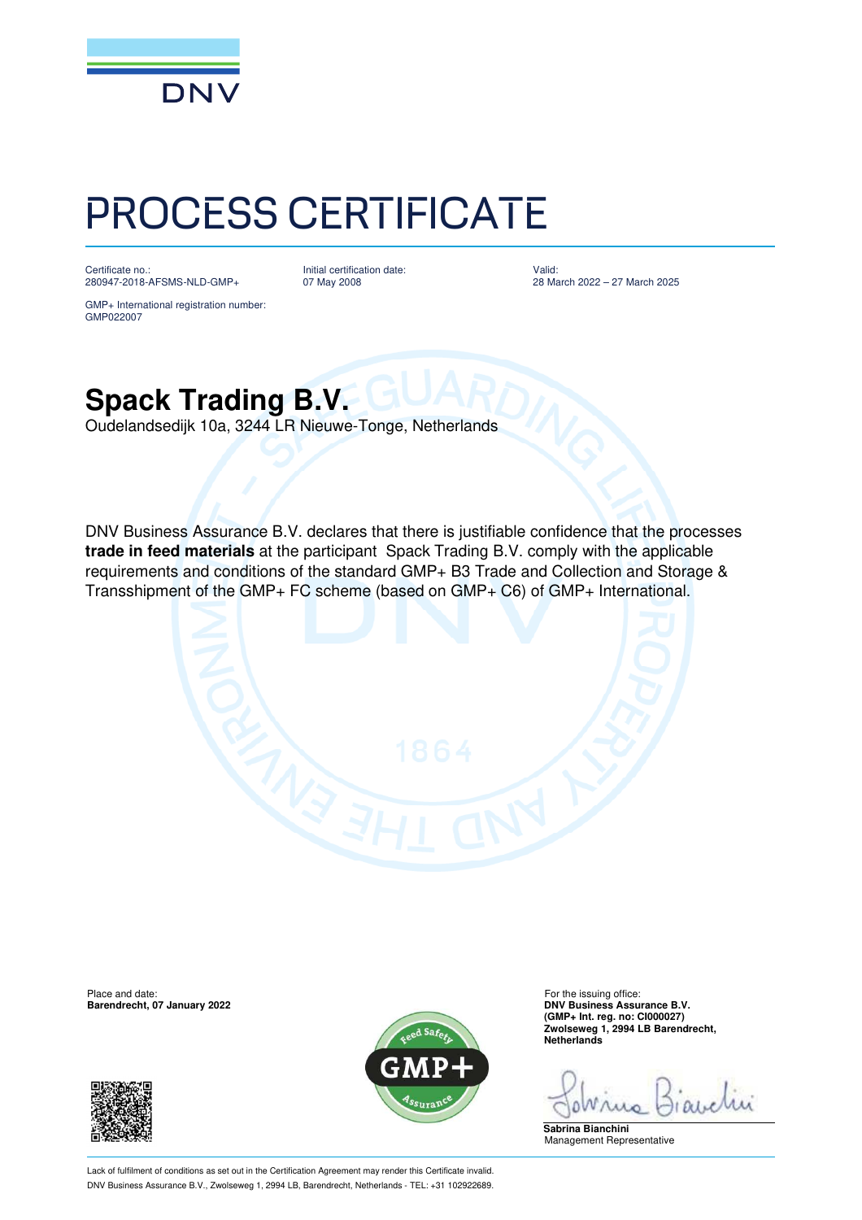# PROCESS CERTIFICATE

Certificate no.:
280947-2018-AFSMS-NLD-GMP+

Initial certification date:
07 May 2008

Valid:
28 March 2022 – 27 March 2025

GMP+ International registration number:
GMP022007

## Spack Trading B.V.

Oudelandsedijk 10a, 3244 LR Nieuwe-Tonge, Netherlands

DNV Business Assurance B.V. declares that there is justifiable confidence that the processes **trade in feed materials** at the participant Spack Trading B.V. comply with the applicable requirements and conditions of the standard GMP+ B3 Trade and Collection and Storage & Transshipment of the GMP+ FC scheme (based on GMP+ C6) of GMP+ International.

Place and date:
**Barendrecht, 07 January 2022**

For the issuing office:
**DNV Business Assurance B.V.**
**(GMP+ Int. reg. no: CI000027)**
**Zwolseweg 1, 2994 LB Barendrecht, Netherlands**

**Sabrina Bianchini**
Management Representative

Lack of fulfilment of conditions as set out in the Certification Agreement may render this Certificate invalid.
DNV Business Assurance B.V., Zwolseweg 1, 2994 LB, Barendrecht, Netherlands - TEL: +31 102922689.